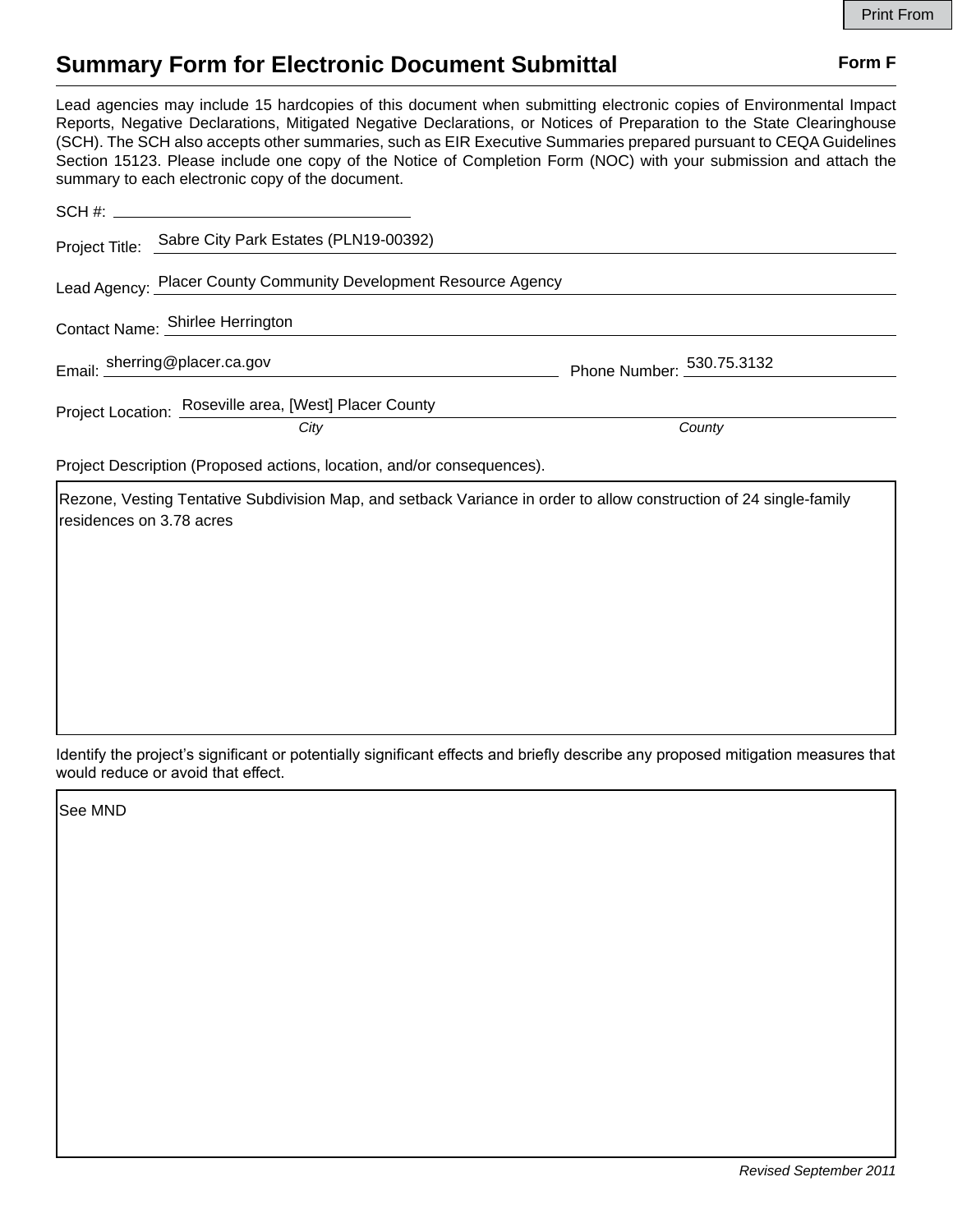# Summary Form for Electronic Document Submittal

**Form F**

Lead agencies may include 15 hardcopies of this document when submitting electronic copies of Environmental Impact Reports, Negative Declarations, Mitigated Negative Declarations, or Notices of Preparation to the State Clearinghouse (SCH). The SCH also accepts other summaries, such as EIR Executive Summaries prepared pursuant to CEQA Guidelines Section 15123. Please include one copy of the Notice of Completion Form (NOC) with your submission and attach the summary to each electronic copy of the document.

SCH #: 

Project Title: Sabre City Park Estates (PLN19-00392)

Lead Agency: Placer County Community Development Resource Agency

Contact Name: Shirlee Herrington

Email: sherring@placer.ca.gov

Phone Number: 530.75.3132

Project Location: Roseville area, [West] Placer County

*City* *County*

Project Description (Proposed actions, location, and/or consequences).

Rezone, Vesting Tentative Subdivision Map, and setback Variance in order to allow construction of 24 single-family residences on 3.78 acres

Identify the project's significant or potentially significant effects and briefly describe any proposed mitigation measures that would reduce or avoid that effect.

See MND

*Revised September 2011*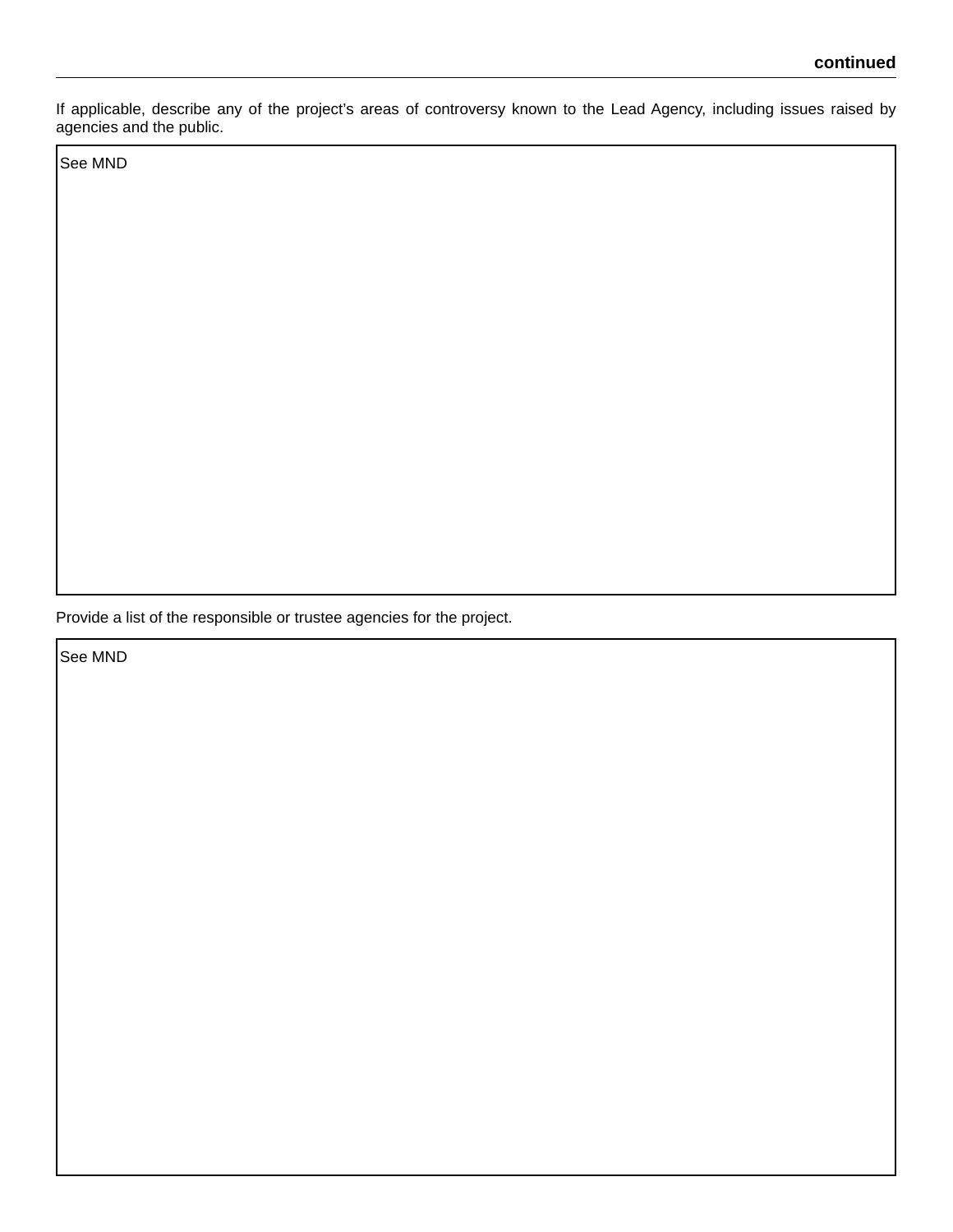**continued**

If applicable, describe any of the project's areas of controversy known to the Lead Agency, including issues raised by agencies and the public.

See MND

Provide a list of the responsible or trustee agencies for the project.

See MND